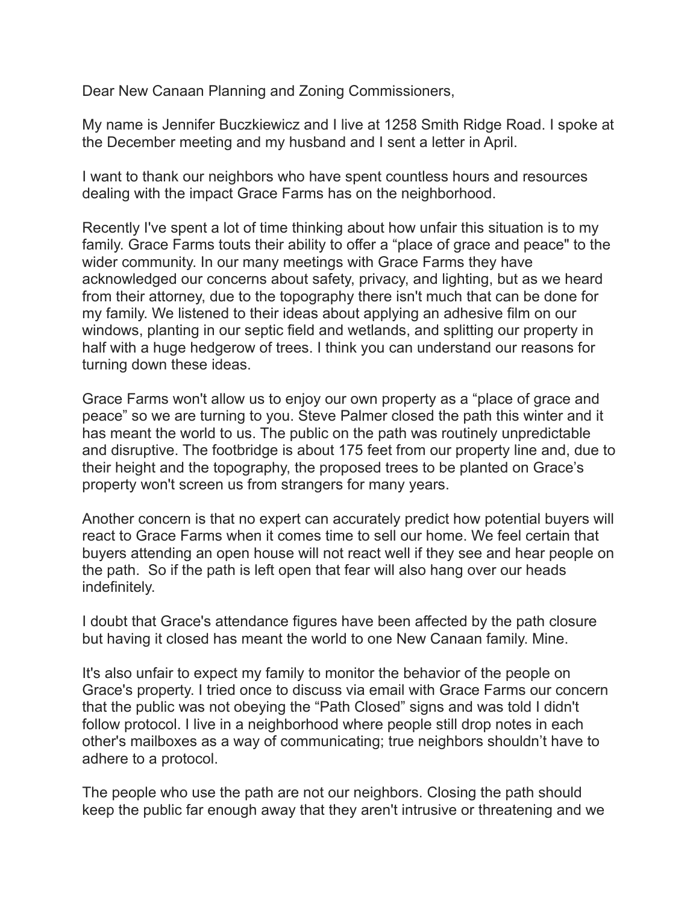Dear New Canaan Planning and Zoning Commissioners,

My name is Jennifer Buczkiewicz and I live at 1258 Smith Ridge Road. I spoke at the December meeting and my husband and I sent a letter in April.

I want to thank our neighbors who have spent countless hours and resources dealing with the impact Grace Farms has on the neighborhood.

Recently I've spent a lot of time thinking about how unfair this situation is to my family. Grace Farms touts their ability to offer a "place of grace and peace" to the wider community. In our many meetings with Grace Farms they have acknowledged our concerns about safety, privacy, and lighting, but as we heard from their attorney, due to the topography there isn't much that can be done for my family. We listened to their ideas about applying an adhesive film on our windows, planting in our septic field and wetlands, and splitting our property in half with a huge hedgerow of trees. I think you can understand our reasons for turning down these ideas.

Grace Farms won't allow us to enjoy our own property as a "place of grace and peace" so we are turning to you. Steve Palmer closed the path this winter and it has meant the world to us. The public on the path was routinely unpredictable and disruptive. The footbridge is about 175 feet from our property line and, due to their height and the topography, the proposed trees to be planted on Grace's property won't screen us from strangers for many years.

Another concern is that no expert can accurately predict how potential buyers will react to Grace Farms when it comes time to sell our home. We feel certain that buyers attending an open house will not react well if they see and hear people on the path. So if the path is left open that fear will also hang over our heads indefinitely.

I doubt that Grace's attendance figures have been affected by the path closure but having it closed has meant the world to one New Canaan family. Mine.

It's also unfair to expect my family to monitor the behavior of the people on Grace's property. I tried once to discuss via email with Grace Farms our concern that the public was not obeying the "Path Closed" signs and was told I didn't follow protocol. I live in a neighborhood where people still drop notes in each other's mailboxes as a way of communicating; true neighbors shouldn't have to adhere to a protocol.

The people who use the path are not our neighbors. Closing the path should keep the public far enough away that they aren't intrusive or threatening and we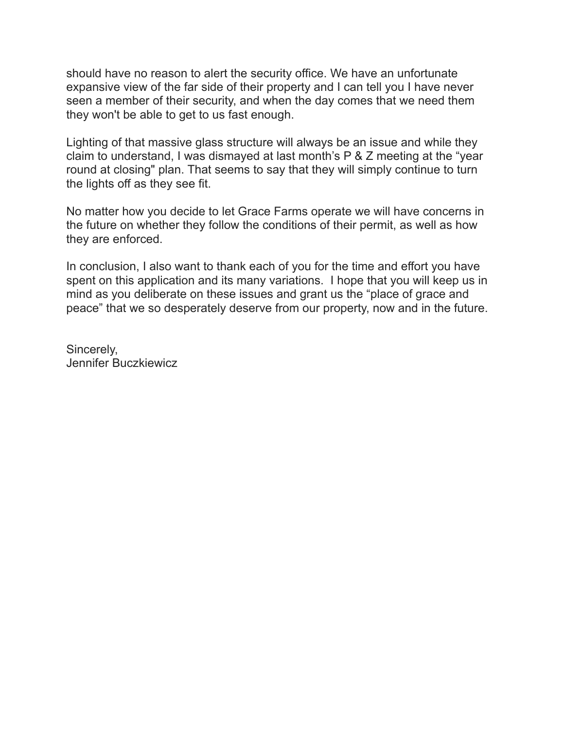should have no reason to alert the security office. We have an unfortunate expansive view of the far side of their property and I can tell you I have never seen a member of their security, and when the day comes that we need them they won't be able to get to us fast enough.

Lighting of that massive glass structure will always be an issue and while they claim to understand, I was dismayed at last month's P & Z meeting at the "year round at closing" plan. That seems to say that they will simply continue to turn the lights off as they see fit.

No matter how you decide to let Grace Farms operate we will have concerns in the future on whether they follow the conditions of their permit, as well as how they are enforced.

In conclusion, I also want to thank each of you for the time and effort you have spent on this application and its many variations. I hope that you will keep us in mind as you deliberate on these issues and grant us the "place of grace and peace" that we so desperately deserve from our property, now and in the future.

Sincerely,
Jennifer Buczkiewicz